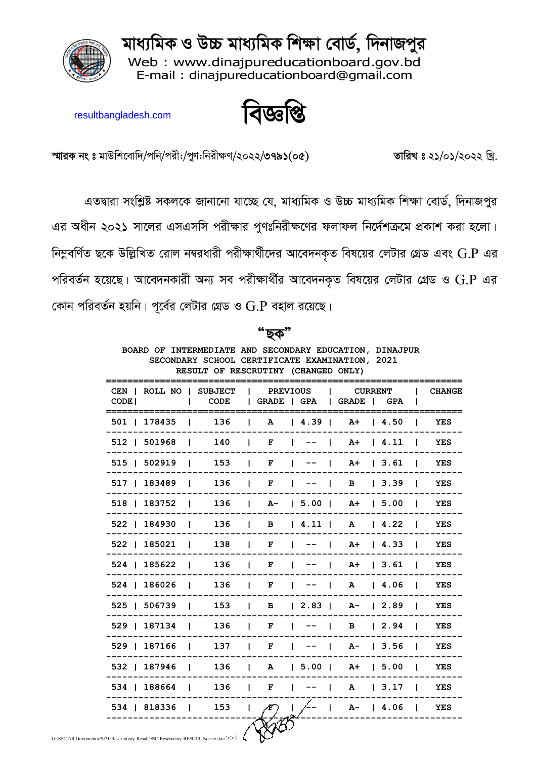# মাধ্যমিক ও উচ্চ মাধ্যমিক শিক্ষা বোর্ড, দিনাজপুর

Web : www.dinajpureducationboard.gov.bd
E-mail : dinajpureducationboard@gmail.com

resultbangladesh.com

## বিজ্ঞপ্তি

**স্মারক নং ঃ** মাউশিবোদি/পনি/পরী:/পুণ:নিরীক্ষণ/২০২২/৩৭৯১(০৫) **তারিখ ঃ** ২১/০১/২০২২ খ্রি.

এতদ্বারা সংশ্লিষ্ট সকলকে জানানো যাচ্ছে যে, মাধ্যমিক ও উচ্চ মাধ্যমিক শিক্ষা বোর্ড, দিনাজপুর এর অধীন ২০২১ সালের এসএসসি পরীক্ষার পুণঃনিরীক্ষণের ফলাফল নির্দেশক্রমে প্রকাশ করা হলো। নিম্নবর্ণিত ছকে উল্লিখিত রোল নম্বরধারী পরীক্ষার্থীদের আবেদনকৃত বিষয়ের লেটার গ্রেড এবং G.P এর পরিবর্তন হয়েছে। আবেদনকারী অন্য সব পরীক্ষার্থীর আবেদনকৃত বিষয়ের লেটার গ্রেড ও G.P এর কোন পরিবর্তন হয়নি। পূর্বের লেটার গ্রেড ও G.P বহাল রয়েছে।

**"ছক"**

**BOARD OF INTERMEDIATE AND SECONDARY EDUCATION, DINAJPUR**
**SECONDARY SCHOOL CERTIFICATE EXAMINATION, 2021**
**RESULT OF RESCRUTINY (CHANGED ONLY)**

| CEN CODE | ROLL NO | SUBJECT CODE | PREVIOUS GRADE | PREVIOUS GPA | CURRENT GRADE | CURRENT GPA | CHANGE |
|---|---|---|---|---|---|---|---|
| 501 | 178435 | 136 | A | 4.39 | A+ | 4.50 | YES |
| 512 | 501968 | 140 | F | -- | A+ | 4.11 | YES |
| 515 | 502919 | 153 | F | -- | A+ | 3.61 | YES |
| 517 | 183489 | 136 | F | -- | B | 3.39 | YES |
| 518 | 183752 | 136 | A- | 5.00 | A+ | 5.00 | YES |
| 522 | 184930 | 136 | B | 4.11 | A | 4.22 | YES |
| 522 | 185021 | 138 | F | -- | A+ | 4.33 | YES |
| 524 | 185622 | 136 | F | -- | A+ | 3.61 | YES |
| 524 | 186026 | 136 | F | -- | A | 4.06 | YES |
| 525 | 506739 | 153 | B | 2.83 | A- | 2.89 | YES |
| 529 | 187134 | 136 | F | -- | B | 2.94 | YES |
| 529 | 187166 | 137 | F | -- | A- | 3.56 | YES |
| 532 | 187946 | 136 | A | 5.00 | A+ | 5.00 | YES |
| 534 | 188664 | 136 | F | -- | A | 3.17 | YES |
| 534 | 818336 | 153 | F | -- | A- | 4.06 | YES |

G:\SSC All Documents\2021\Rescruiteny Result\SSC Rescrutiny RESULT Notice.doc >>1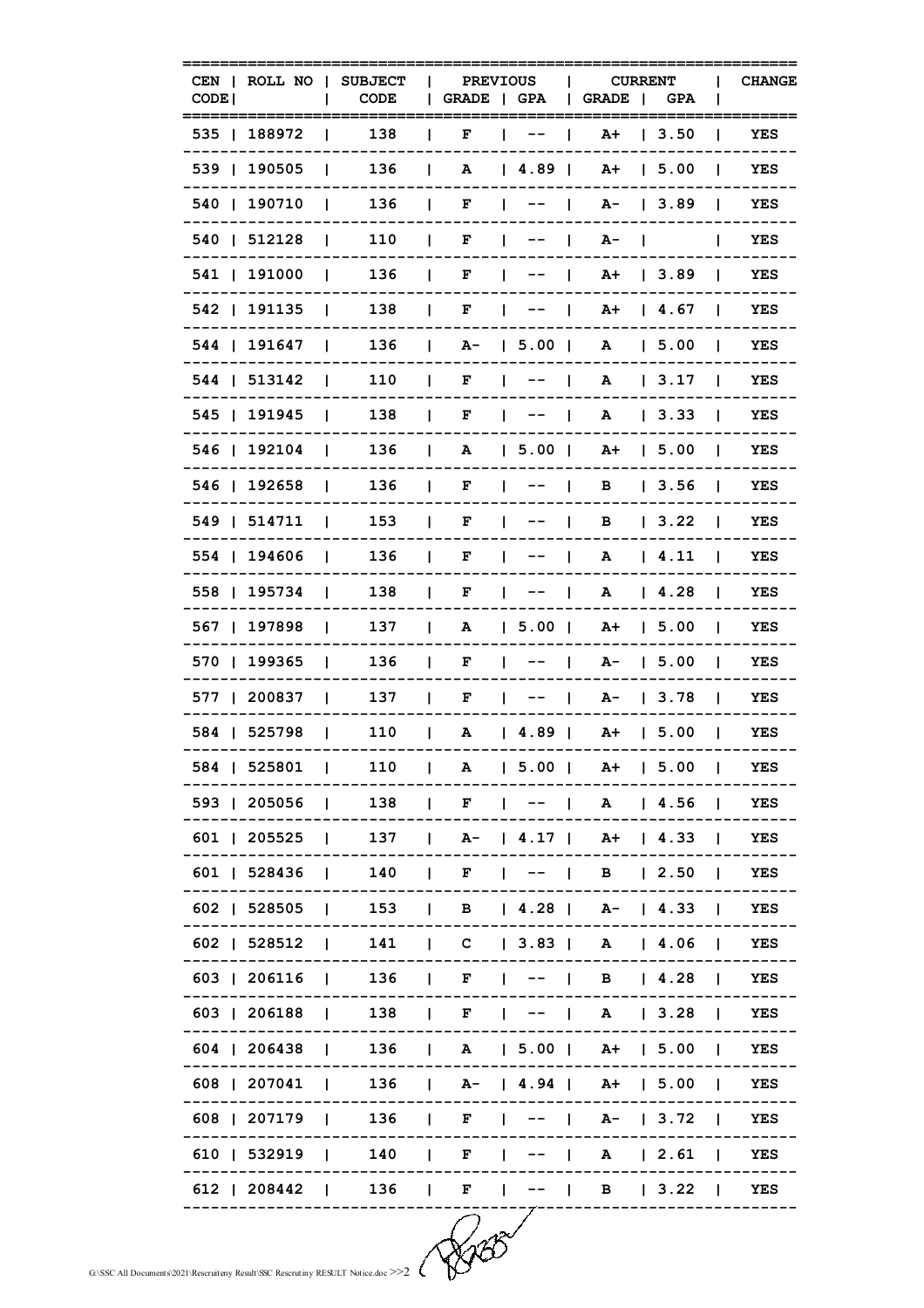| CEN CODE | ROLL NO | SUBJECT CODE | PREVIOUS GRADE | PREVIOUS GPA | CURRENT GRADE | CURRENT GPA | CHANGE |
|---|---|---|---|---|---|---|---|
| 535 | 188972 | 138 | F | -- | A+ | 3.50 | YES |
| 539 | 190505 | 136 | A | 4.89 | A+ | 5.00 | YES |
| 540 | 190710 | 136 | F | -- | A- | 3.89 | YES |
| 540 | 512128 | 110 | F | -- | A- | | YES |
| 541 | 191000 | 136 | F | -- | A+ | 3.89 | YES |
| 542 | 191135 | 138 | F | -- | A+ | 4.67 | YES |
| 544 | 191647 | 136 | A- | 5.00 | A | 5.00 | YES |
| 544 | 513142 | 110 | F | -- | A | 3.17 | YES |
| 545 | 191945 | 138 | F | -- | A | 3.33 | YES |
| 546 | 192104 | 136 | A | 5.00 | A+ | 5.00 | YES |
| 546 | 192658 | 136 | F | -- | B | 3.56 | YES |
| 549 | 514711 | 153 | F | -- | B | 3.22 | YES |
| 554 | 194606 | 136 | F | -- | A | 4.11 | YES |
| 558 | 195734 | 138 | F | -- | A | 4.28 | YES |
| 567 | 197898 | 137 | A | 5.00 | A+ | 5.00 | YES |
| 570 | 199365 | 136 | F | -- | A- | 5.00 | YES |
| 577 | 200837 | 137 | F | -- | A- | 3.78 | YES |
| 584 | 525798 | 110 | A | 4.89 | A+ | 5.00 | YES |
| 584 | 525801 | 110 | A | 5.00 | A+ | 5.00 | YES |
| 593 | 205056 | 138 | F | -- | A | 4.56 | YES |
| 601 | 205525 | 137 | A- | 4.17 | A+ | 4.33 | YES |
| 601 | 528436 | 140 | F | -- | B | 2.50 | YES |
| 602 | 528505 | 153 | B | 4.28 | A- | 4.33 | YES |
| 602 | 528512 | 141 | C | 3.83 | A | 4.06 | YES |
| 603 | 206116 | 136 | F | -- | B | 4.28 | YES |
| 603 | 206188 | 138 | F | -- | A | 3.28 | YES |
| 604 | 206438 | 136 | A | 5.00 | A+ | 5.00 | YES |
| 608 | 207041 | 136 | A- | 4.94 | A+ | 5.00 | YES |
| 608 | 207179 | 136 | F | -- | A- | 3.72 | YES |
| 610 | 532919 | 140 | F | -- | A | 2.61 | YES |
| 612 | 208442 | 136 | F | -- | B | 3.22 | YES |

G:\SSC All Documents\2021\Rescruiteny Result\SSC Rescrutiny RESULT Notice.doc >>2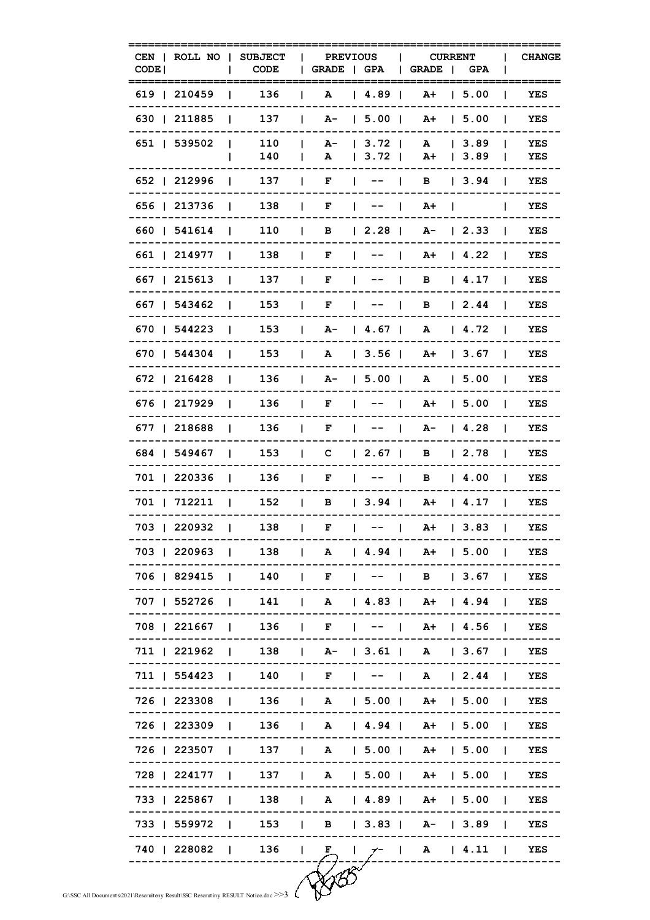| CEN CODE | ROLL NO | SUBJECT CODE | PREVIOUS GRADE | PREVIOUS GPA | CURRENT GRADE | CURRENT GPA | CHANGE |
|---|---|---|---|---|---|---|---|
| 619 | 210459 | 136 | A | 4.89 | A+ | 5.00 | YES |
| 630 | 211885 | 137 | A- | 5.00 | A+ | 5.00 | YES |
| 651 | 539502 | 110 | A- | 3.72 | A | 3.89 | YES |
| | | 140 | A | 3.72 | A+ | 3.89 | YES |
| 652 | 212996 | 137 | F | -- | B | 3.94 | YES |
| 656 | 213736 | 138 | F | -- | A+ | | YES |
| 660 | 541614 | 110 | B | 2.28 | A- | 2.33 | YES |
| 661 | 214977 | 138 | F | -- | A+ | 4.22 | YES |
| 667 | 215613 | 137 | F | -- | B | 4.17 | YES |
| 667 | 543462 | 153 | F | -- | B | 2.44 | YES |
| 670 | 544223 | 153 | A- | 4.67 | A | 4.72 | YES |
| 670 | 544304 | 153 | A | 3.56 | A+ | 3.67 | YES |
| 672 | 216428 | 136 | A- | 5.00 | A | 5.00 | YES |
| 676 | 217929 | 136 | F | -- | A+ | 5.00 | YES |
| 677 | 218688 | 136 | F | -- | A- | 4.28 | YES |
| 684 | 549467 | 153 | C | 2.67 | B | 2.78 | YES |
| 701 | 220336 | 136 | F | -- | B | 4.00 | YES |
| 701 | 712211 | 152 | B | 3.94 | A+ | 4.17 | YES |
| 703 | 220932 | 138 | F | -- | A+ | 3.83 | YES |
| 703 | 220963 | 138 | A | 4.94 | A+ | 5.00 | YES |
| 706 | 829415 | 140 | F | -- | B | 3.67 | YES |
| 707 | 552726 | 141 | A | 4.83 | A+ | 4.94 | YES |
| 708 | 221667 | 136 | F | -- | A+ | 4.56 | YES |
| 711 | 221962 | 138 | A- | 3.61 | A | 3.67 | YES |
| 711 | 554423 | 140 | F | -- | A | 2.44 | YES |
| 726 | 223308 | 136 | A | 5.00 | A+ | 5.00 | YES |
| 726 | 223309 | 136 | A | 4.94 | A+ | 5.00 | YES |
| 726 | 223507 | 137 | A | 5.00 | A+ | 5.00 | YES |
| 728 | 224177 | 137 | A | 5.00 | A+ | 5.00 | YES |
| 733 | 225867 | 138 | A | 4.89 | A+ | 5.00 | YES |
| 733 | 559972 | 153 | B | 3.83 | A- | 3.89 | YES |
| 740 | 228082 | 136 | F | -- | A | 4.11 | YES |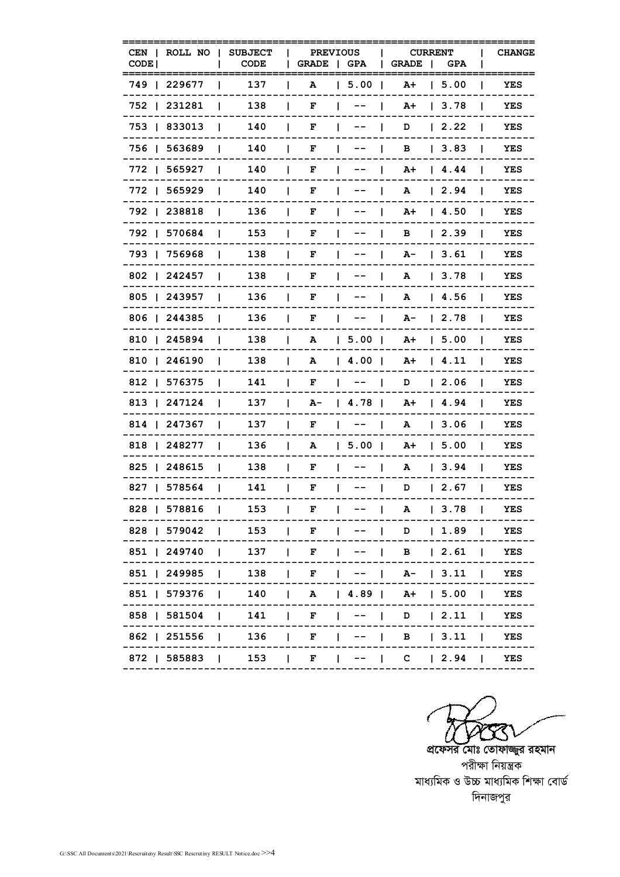| CEN CODE | ROLL NO | SUBJECT CODE | PREVIOUS | | CURRENT | | CHANGE |
|---|---|---|---|---|---|---|---|
| | | | GRADE | GPA | GRADE | GPA | |
| 749 | 229677 | 137 | A | 5.00 | A+ | 5.00 | YES |
| 752 | 231281 | 138 | F | -- | A+ | 3.78 | YES |
| 753 | 833013 | 140 | F | -- | D | 2.22 | YES |
| 756 | 563689 | 140 | F | -- | B | 3.83 | YES |
| 772 | 565927 | 140 | F | -- | A+ | 4.44 | YES |
| 772 | 565929 | 140 | F | -- | A | 2.94 | YES |
| 792 | 238818 | 136 | F | -- | A+ | 4.50 | YES |
| 792 | 570684 | 153 | F | -- | B | 2.39 | YES |
| 793 | 756968 | 138 | F | -- | A- | 3.61 | YES |
| 802 | 242457 | 138 | F | -- | A | 3.78 | YES |
| 805 | 243957 | 136 | F | -- | A | 4.56 | YES |
| 806 | 244385 | 136 | F | -- | A- | 2.78 | YES |
| 810 | 245894 | 138 | A | 5.00 | A+ | 5.00 | YES |
| 810 | 246190 | 138 | A | 4.00 | A+ | 4.11 | YES |
| 812 | 576375 | 141 | F | -- | D | 2.06 | YES |
| 813 | 247124 | 137 | A- | 4.78 | A+ | 4.94 | YES |
| 814 | 247367 | 137 | F | -- | A | 3.06 | YES |
| 818 | 248277 | 136 | A | 5.00 | A+ | 5.00 | YES |
| 825 | 248615 | 138 | F | -- | A | 3.94 | YES |
| 827 | 578564 | 141 | F | -- | D | 2.67 | YES |
| 828 | 578816 | 153 | F | -- | A | 3.78 | YES |
| 828 | 579042 | 153 | F | -- | D | 1.89 | YES |
| 851 | 249740 | 137 | F | -- | B | 2.61 | YES |
| 851 | 249985 | 138 | F | -- | A- | 3.11 | YES |
| 851 | 579376 | 140 | A | 4.89 | A+ | 5.00 | YES |
| 858 | 581504 | 141 | F | -- | D | 2.11 | YES |
| 862 | 251556 | 136 | F | -- | B | 3.11 | YES |
| 872 | 585883 | 153 | F | -- | C | 2.94 | YES |

প্রফেসর মোঃ তোফাজ্জুর রহমান
পরীক্ষা নিয়ন্ত্রক
মাধ্যমিক ও উচ্চ মাধ্যমিক শিক্ষা বোর্ড
দিনাজপুর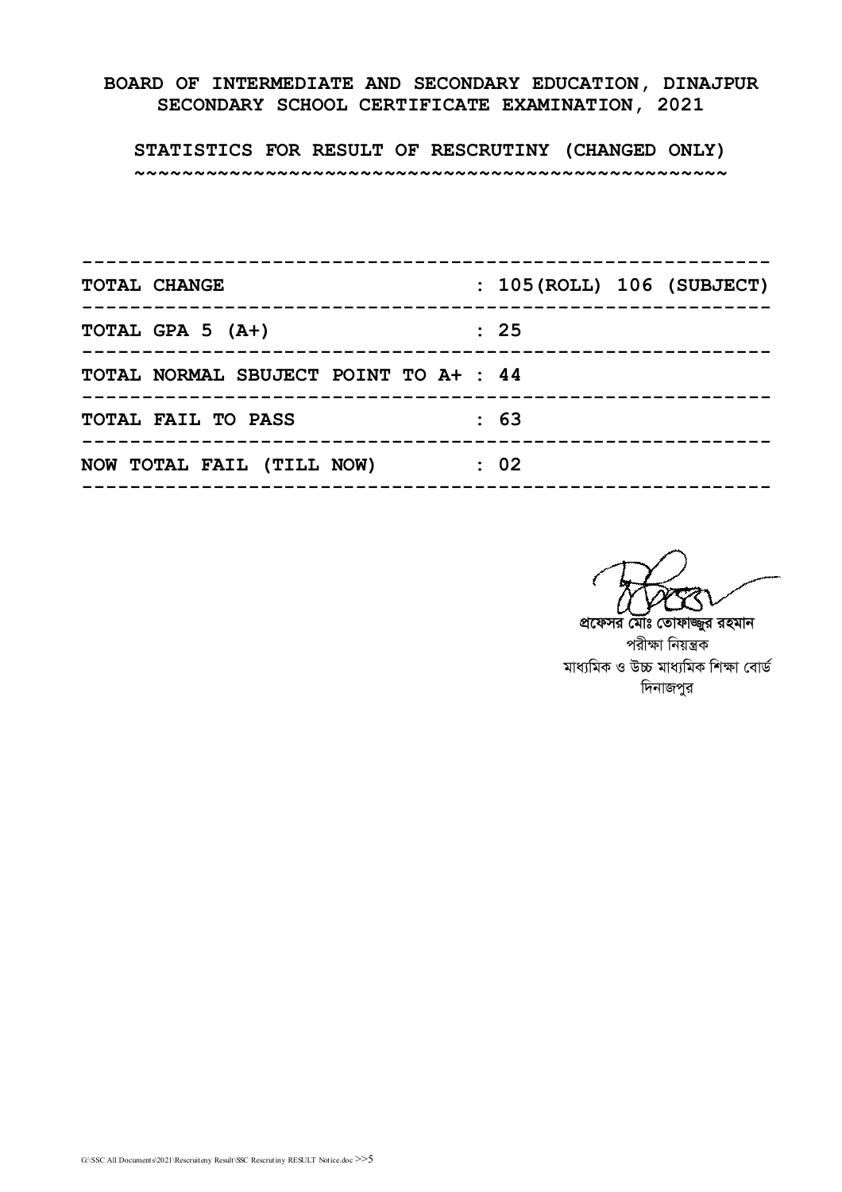**BOARD OF INTERMEDIATE AND SECONDARY EDUCATION, DINAJPUR**
**SECONDARY SCHOOL CERTIFICATE EXAMINATION, 2021**

**STATISTICS FOR RESULT OF RESCRUTINY (CHANGED ONLY)**

| | |
|---|---|
| **TOTAL CHANGE** | **: 105(ROLL) 106 (SUBJECT)** |
| **TOTAL GPA 5 (A+)** | **: 25** |
| **TOTAL NORMAL SBUJECT POINT TO A+** | **: 44** |
| **TOTAL FAIL TO PASS** | **: 63** |
| **NOW TOTAL FAIL (TILL NOW)** | **: 02** |

**প্রফেসর মোঃ তোফাজ্জুর রহমান**
পরীক্ষা নিয়ন্ত্রক
মাধ্যমিক ও উচ্চ মাধ্যমিক শিক্ষা বোর্ড
দিনাজপুর

G:\SSC All Documents\2021\Rescruiteny Result\SSC Rescrutiny RESULT Notice.doc >>5